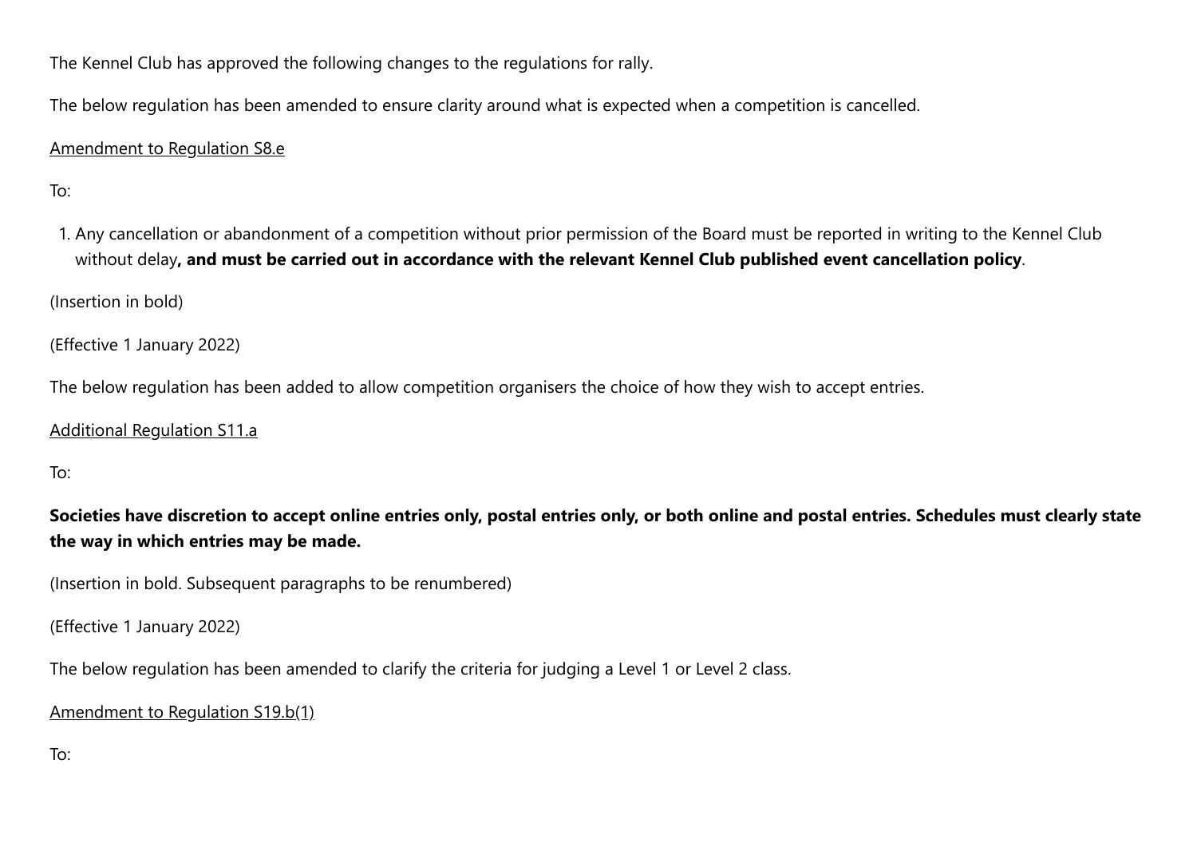The Kennel Club has approved the following changes to the regulations for rally.

The below regulation has been amended to ensure clarity around what is expected when a competition is cancelled.

<u>Amendment to Regulation S8.e</u>

To:

1. Any cancellation or abandonment of a competition without prior permission of the Board must be reported in writing to the Kennel Club without delay**, and must be carried out in accordance with the relevant Kennel Club published event cancellation policy**.

(Insertion in bold)

(Effective 1 January 2022)

The below regulation has been added to allow competition organisers the choice of how they wish to accept entries.

<u>Additional Regulation S11.a</u>

To:

**Societies have discretion to accept online entries only, postal entries only, or both online and postal entries. Schedules must clearly state the way in which entries may be made.**

(Insertion in bold. Subsequent paragraphs to be renumbered)

(Effective 1 January 2022)

The below regulation has been amended to clarify the criteria for judging a Level 1 or Level 2 class.

<u>Amendment to Regulation S19.b(1)</u>

To: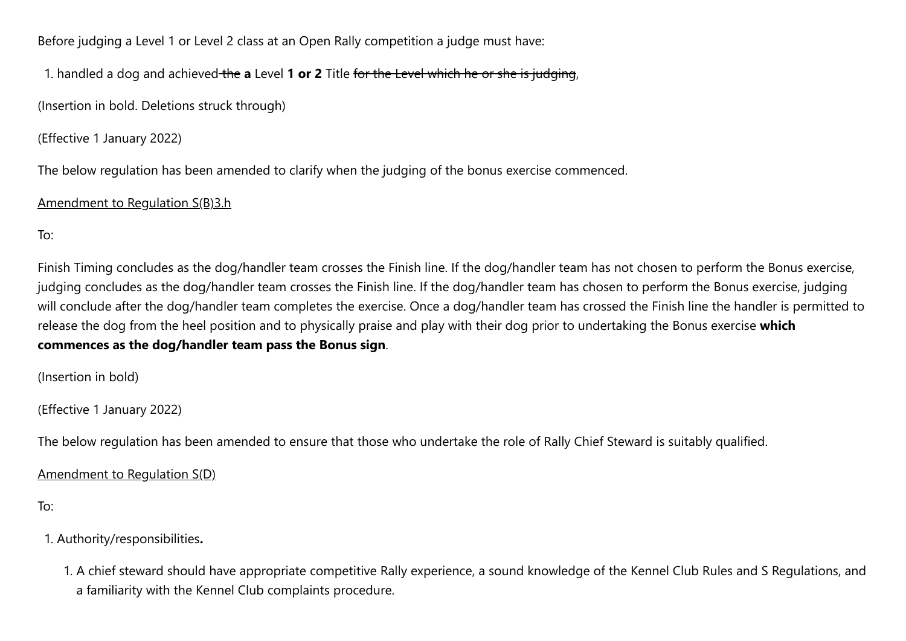Before judging a Level 1 or Level 2 class at an Open Rally competition a judge must have:

1. handled a dog and achieved ~~the~~ **a** Level **1 or 2** Title ~~for the Level which he or she is judging~~,

(Insertion in bold. Deletions struck through)

(Effective 1 January 2022)

The below regulation has been amended to clarify when the judging of the bonus exercise commenced.

<u>Amendment to Regulation S(B)3.h</u>

To:

Finish Timing concludes as the dog/handler team crosses the Finish line. If the dog/handler team has not chosen to perform the Bonus exercise, judging concludes as the dog/handler team crosses the Finish line. If the dog/handler team has chosen to perform the Bonus exercise, judging will conclude after the dog/handler team completes the exercise. Once a dog/handler team has crossed the Finish line the handler is permitted to release the dog from the heel position and to physically praise and play with their dog prior to undertaking the Bonus exercise **which commences as the dog/handler team pass the Bonus sign**.

(Insertion in bold)

(Effective 1 January 2022)

The below regulation has been amended to ensure that those who undertake the role of Rally Chief Steward is suitably qualified.

<u>Amendment to Regulation S(D)</u>

To:

1. Authority/responsibilities**.**
    1. A chief steward should have appropriate competitive Rally experience, a sound knowledge of the Kennel Club Rules and S Regulations, and a familiarity with the Kennel Club complaints procedure.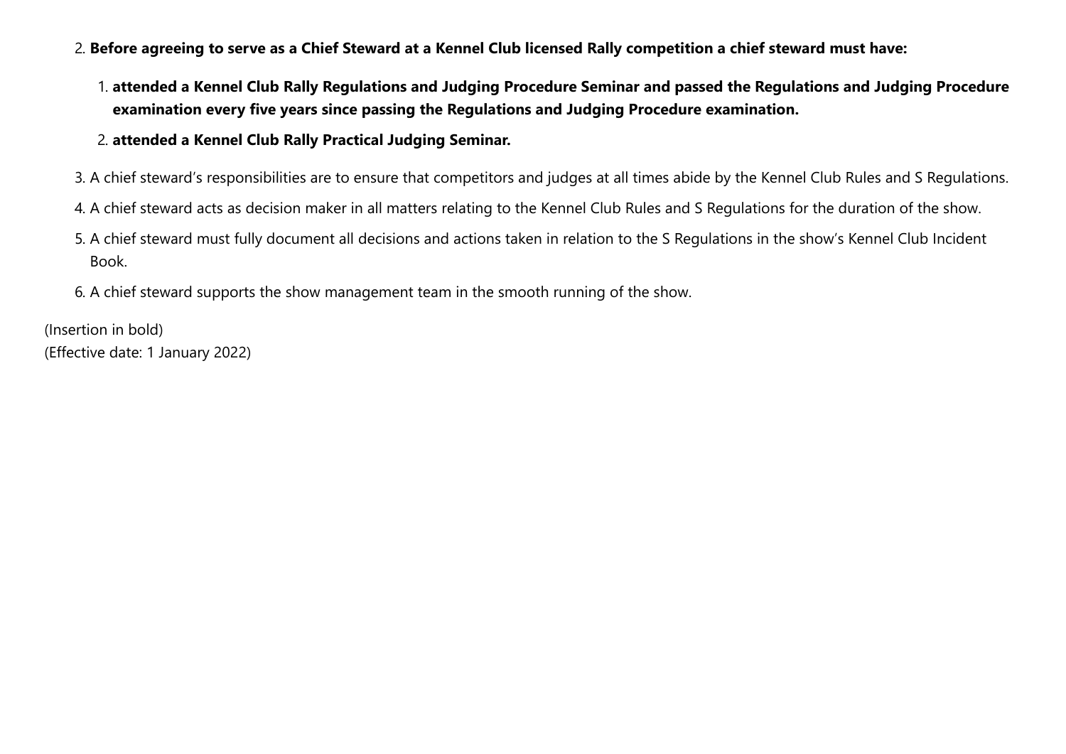2. **Before agreeing to serve as a Chief Steward at a Kennel Club licensed Rally competition a chief steward must have:**

    1. **attended a Kennel Club Rally Regulations and Judging Procedure Seminar and passed the Regulations and Judging Procedure examination every five years since passing the Regulations and Judging Procedure examination.**

    2. **attended a Kennel Club Rally Practical Judging Seminar.**

3. A chief steward's responsibilities are to ensure that competitors and judges at all times abide by the Kennel Club Rules and S Regulations.

4. A chief steward acts as decision maker in all matters relating to the Kennel Club Rules and S Regulations for the duration of the show.

5. A chief steward must fully document all decisions and actions taken in relation to the S Regulations in the show's Kennel Club Incident Book.

6. A chief steward supports the show management team in the smooth running of the show.

(Insertion in bold)
(Effective date: 1 January 2022)